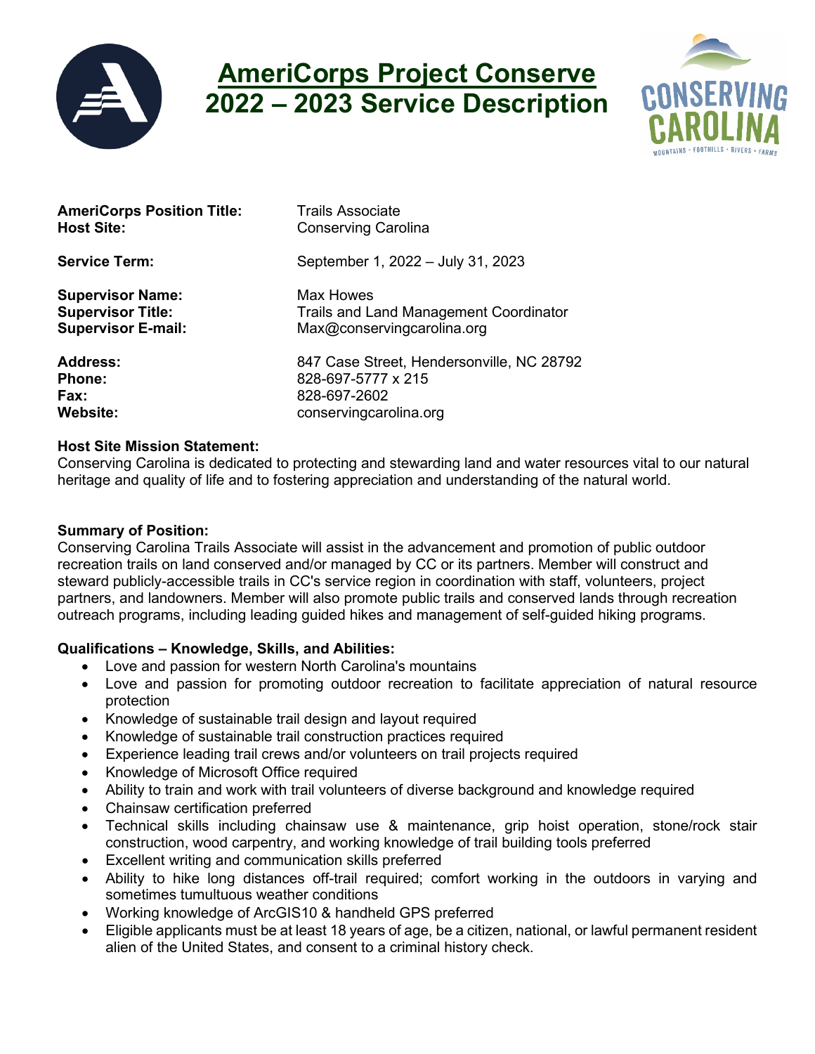# AmeriCorps Project Conserve
# 2022 – 2023 Service Description

**AmeriCorps Position Title:** Trails Associate
**Host Site:** Conserving Carolina

**Service Term:** September 1, 2022 – July 31, 2023

**Supervisor Name:** Max Howes
**Supervisor Title:** Trails and Land Management Coordinator
**Supervisor E-mail:** Max@conservingcarolina.org

**Address:** 847 Case Street, Hendersonville, NC 28792
**Phone:** 828-697-5777 x 215
**Fax:** 828-697-2602
**Website:** conservingcarolina.org

**Host Site Mission Statement:**
Conserving Carolina is dedicated to protecting and stewarding land and water resources vital to our natural heritage and quality of life and to fostering appreciation and understanding of the natural world.

**Summary of Position:**
Conserving Carolina Trails Associate will assist in the advancement and promotion of public outdoor recreation trails on land conserved and/or managed by CC or its partners. Member will construct and steward publicly-accessible trails in CC's service region in coordination with staff, volunteers, project partners, and landowners. Member will also promote public trails and conserved lands through recreation outreach programs, including leading guided hikes and management of self-guided hiking programs.

**Qualifications – Knowledge, Skills, and Abilities:**

- Love and passion for western North Carolina's mountains
- Love and passion for promoting outdoor recreation to facilitate appreciation of natural resource protection
- Knowledge of sustainable trail design and layout required
- Knowledge of sustainable trail construction practices required
- Experience leading trail crews and/or volunteers on trail projects required
- Knowledge of Microsoft Office required
- Ability to train and work with trail volunteers of diverse background and knowledge required
- Chainsaw certification preferred
- Technical skills including chainsaw use & maintenance, grip hoist operation, stone/rock stair construction, wood carpentry, and working knowledge of trail building tools preferred
- Excellent writing and communication skills preferred
- Ability to hike long distances off-trail required; comfort working in the outdoors in varying and sometimes tumultuous weather conditions
- Working knowledge of ArcGIS10 & handheld GPS preferred
- Eligible applicants must be at least 18 years of age, be a citizen, national, or lawful permanent resident alien of the United States, and consent to a criminal history check.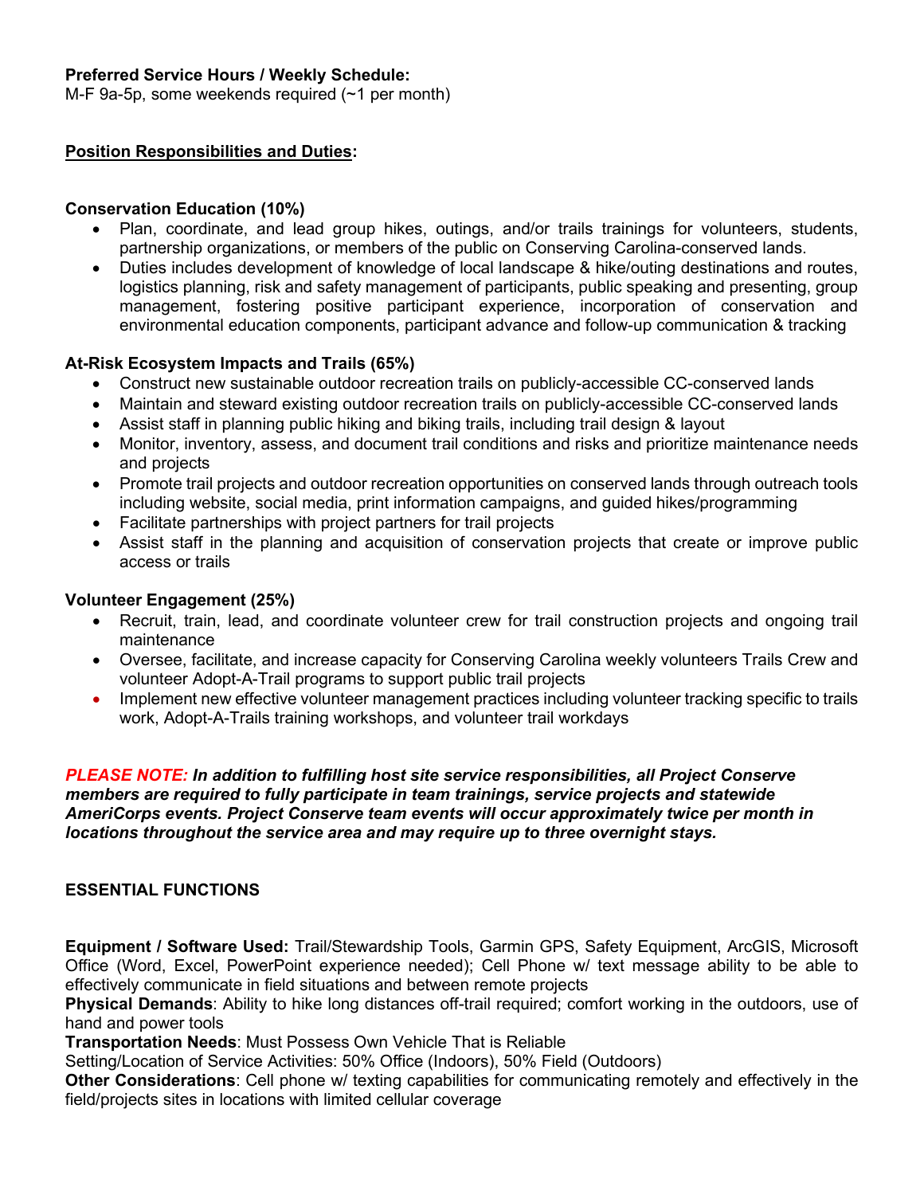**Preferred Service Hours / Weekly Schedule:**
M-F 9a-5p, some weekends required (~1 per month)

**<u>Position Responsibilities and Duties</u>:**

**Conservation Education (10%)**

- Plan, coordinate, and lead group hikes, outings, and/or trails trainings for volunteers, students, partnership organizations, or members of the public on Conserving Carolina-conserved lands.
- Duties includes development of knowledge of local landscape & hike/outing destinations and routes, logistics planning, risk and safety management of participants, public speaking and presenting, group management, fostering positive participant experience, incorporation of conservation and environmental education components, participant advance and follow-up communication & tracking

**At-Risk Ecosystem Impacts and Trails (65%)**

- Construct new sustainable outdoor recreation trails on publicly-accessible CC-conserved lands
- Maintain and steward existing outdoor recreation trails on publicly-accessible CC-conserved lands
- Assist staff in planning public hiking and biking trails, including trail design & layout
- Monitor, inventory, assess, and document trail conditions and risks and prioritize maintenance needs and projects
- Promote trail projects and outdoor recreation opportunities on conserved lands through outreach tools including website, social media, print information campaigns, and guided hikes/programming
- Facilitate partnerships with project partners for trail projects
- Assist staff in the planning and acquisition of conservation projects that create or improve public access or trails

**Volunteer Engagement (25%)**

- Recruit, train, lead, and coordinate volunteer crew for trail construction projects and ongoing trail maintenance
- Oversee, facilitate, and increase capacity for Conserving Carolina weekly volunteers Trails Crew and volunteer Adopt-A-Trail programs to support public trail projects
- Implement new effective volunteer management practices including volunteer tracking specific to trails work, Adopt-A-Trails training workshops, and volunteer trail workdays

***PLEASE NOTE: In addition to fulfilling host site service responsibilities, all Project Conserve members are required to fully participate in team trainings, service projects and statewide AmeriCorps events. Project Conserve team events will occur approximately twice per month in locations throughout the service area and may require up to three overnight stays.***

**ESSENTIAL FUNCTIONS**

**Equipment / Software Used:** Trail/Stewardship Tools, Garmin GPS, Safety Equipment, ArcGIS, Microsoft Office (Word, Excel, PowerPoint experience needed); Cell Phone w/ text message ability to be able to effectively communicate in field situations and between remote projects
**Physical Demands**: Ability to hike long distances off-trail required; comfort working in the outdoors, use of hand and power tools
**Transportation Needs**: Must Possess Own Vehicle That is Reliable
Setting/Location of Service Activities: 50% Office (Indoors), 50% Field (Outdoors)
**Other Considerations**: Cell phone w/ texting capabilities for communicating remotely and effectively in the field/projects sites in locations with limited cellular coverage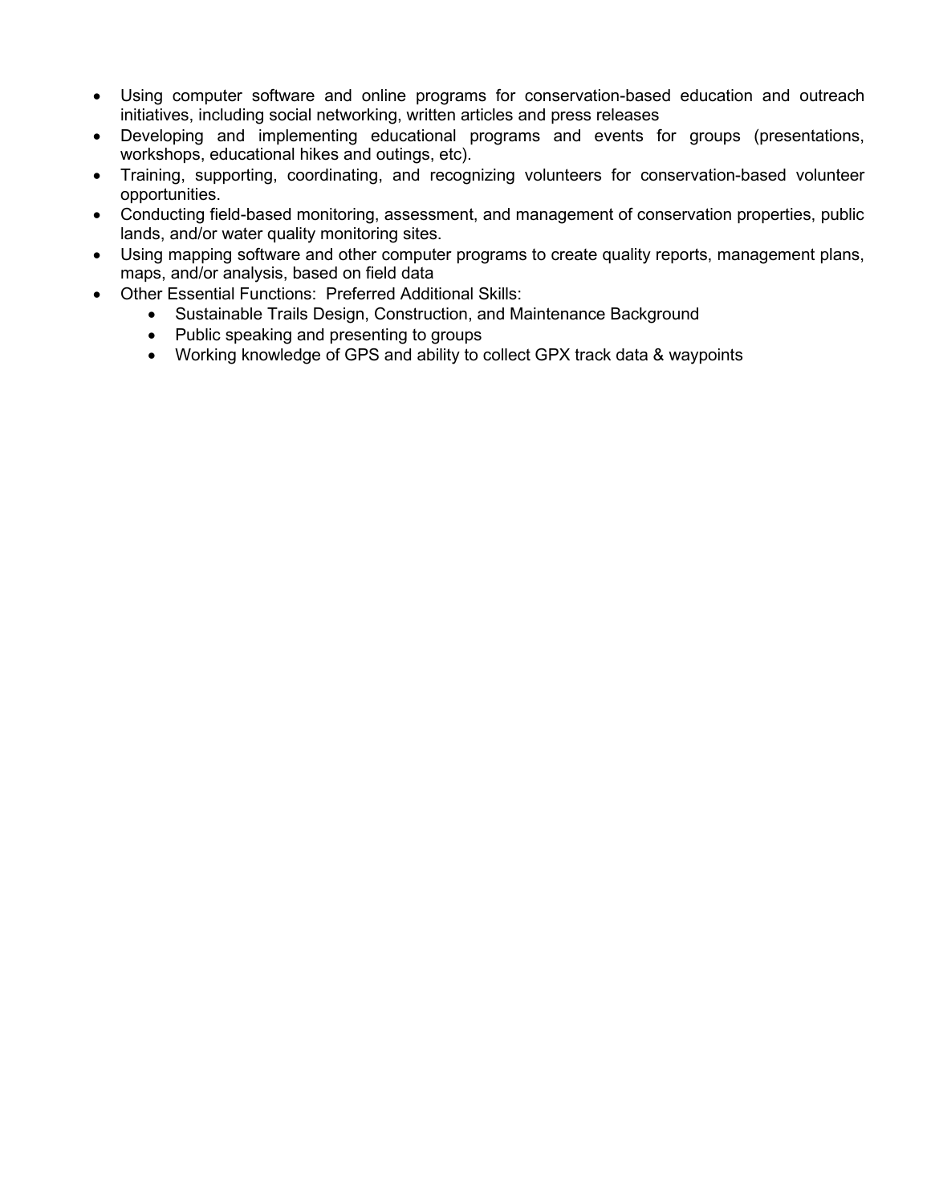- Using computer software and online programs for conservation-based education and outreach initiatives, including social networking, written articles and press releases
- Developing and implementing educational programs and events for groups (presentations, workshops, educational hikes and outings, etc).
- Training, supporting, coordinating, and recognizing volunteers for conservation-based volunteer opportunities.
- Conducting field-based monitoring, assessment, and management of conservation properties, public lands, and/or water quality monitoring sites.
- Using mapping software and other computer programs to create quality reports, management plans, maps, and/or analysis, based on field data
- Other Essential Functions: Preferred Additional Skills:
  - Sustainable Trails Design, Construction, and Maintenance Background
  - Public speaking and presenting to groups
  - Working knowledge of GPS and ability to collect GPX track data & waypoints